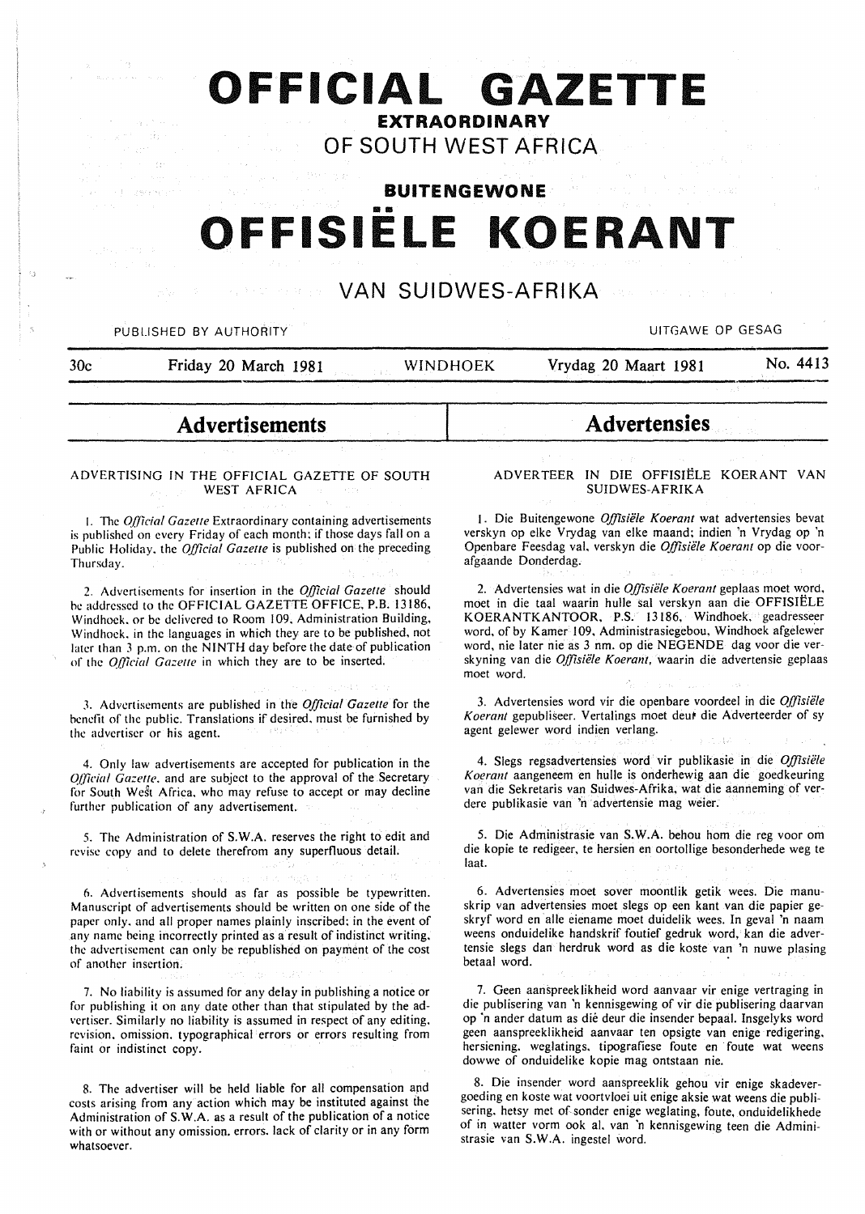# OFFICIAL GAZETTE

## EXTRAORDINARY

## OF SOUTH WEST AFRICA

## BUITENGEWONE

# OFFISIËLE KOERANT

## VAN SUIDWES-AFRIKA

PUBLISHED BY AUTHORITY — UITGAWE OP GESAG

30c — Friday 20 March 1981 — WINDHOEK — Vrydag 20 Maart 1981 — No. 4413

## Advertisements

### ADVERTISING IN THE OFFICIAL GAZETTE OF SOUTH WEST AFRICA

1. The *Official Gazette* Extraordinary containing advertisements is published on every Friday of each month; if those days fall on a Public Holiday, the *Official Gazette* is published on the preceding Thursday.

2. Advertisements for insertion in the *Official Gazette* should be addressed to the OFFICIAL GAZETTE OFFICE, P.B. 13186, Windhoek, or be delivered to Room 109, Administration Building, Windhoek, in the languages in which they are to be published, not later than 3 p.m. on the NINTH day before the date of publication of the *Official Gazette* in which they are to be inserted.

3. Advertisements are published in the *Official Gazette* for the benefit of the public. Translations if desired, must be furnished by the advertiser or his agent.

4. Only law advertisements are accepted for publication in the *Official Gazette*, and are subject to the approval of the Secretary for South West Africa, who may refuse to accept or may decline further publication of any advertisement.

5. The Administration of S.W.A. reserves the right to edit and revise copy and to delete therefrom any superfluous detail.

6. Advertisements should as far as possible be typewritten. Manuscript of advertisements should be written on one side of the paper only, and all proper names plainly inscribed; in the event of any name being incorrectly printed as a result of indistinct writing, the advertisement can only be republished on payment of the cost of another insertion.

7. No liability is assumed for any delay in publishing a notice or for publishing it on any date other than that stipulated by the advertiser. Similarly no liability is assumed in respect of any editing, revision, omission, typographical errors or errors resulting from faint or indistinct copy.

8. The advertiser will be held liable for all compensation and costs arising from any action which may be instituted against the Administration of S.W.A. as a result of the publication of a notice with or without any omission, errors, lack of clarity or in any form whatsoever.

## Advertensies

### ADVERTEER IN DIE OFFISIËLE KOERANT VAN SUIDWES-AFRIKA

1. Die Buitengewone *Offisiële Koerant* wat advertensies bevat verskyn op elke Vrydag van elke maand; indien 'n Vrydag op 'n Openbare Feesdag val, verskyn die *Offisiële Koerant* op die voorafgaande Donderdag.

2. Advertensies wat in die *Offisiële Koerant* geplaas moet word, moet in die taal waarin hulle sal verskyn aan die OFFISIËLE KOERANTKANTOOR, P.S. 13186, Windhoek, geadresseer word, of by Kamer 109, Administrasiegebou, Windhoek afgelewer word, nie later nie as 3 nm. op die NEGENDE dag voor die verskyning van die *Offisiële Koerant*, waarin die advertensie geplaas moet word.

3. Advertensies word vir die openbare voordeel in die *Offisiële Koerant* gepubliseer. Vertalings moet deur die Adverteerder of sy agent gelewer word indien verlang.

4. Slegs regsadvertensies word vir publikasie in die *Offisiële Koerant* aangeneem en hulle is onderhewig aan die goedkeuring van die Sekretaris van Suidwes-Afrika, wat die aanneming of verdere publikasie van 'n advertensie mag weier.

5. Die Administrasie van S.W.A. behou hom die reg voor om die kopie te redigeer, te hersien en oortollige besonderhede weg te laat.

6. Advertensies moet sover moontlik getik wees. Die manuskrip van advertensies moet slegs op een kant van die papier geskryf word en alle eiename moet duidelik wees. In geval 'n naam weens onduidelike handskrif foutief gedruk word, kan die advertensie slegs dan herdruk word as die koste van 'n nuwe plasing betaal word.

7. Geen aanspreeklikheid word aanvaar vir enige vertraging in die publisering van 'n kennisgewing of vir die publisering daarvan op 'n ander datum as dié deur die insender bepaal. Insgelyks word geen aanspreeklikheid aanvaar ten opsigte van enige redigering, hersiening, weglatings, tipografiese foute en foute wat weens dowwe of onduidelike kopie mag ontstaan nie.

8. Die insender word aanspreeklik gehou vir enige skadevergoeding en koste wat voortvloei uit enige aksie wat weens die publisering, hetsy met of sonder enige weglating, foute, onduidelikhede of in watter vorm ook al, van 'n kennisgewing teen die Administrasie van S.W.A. ingestel word.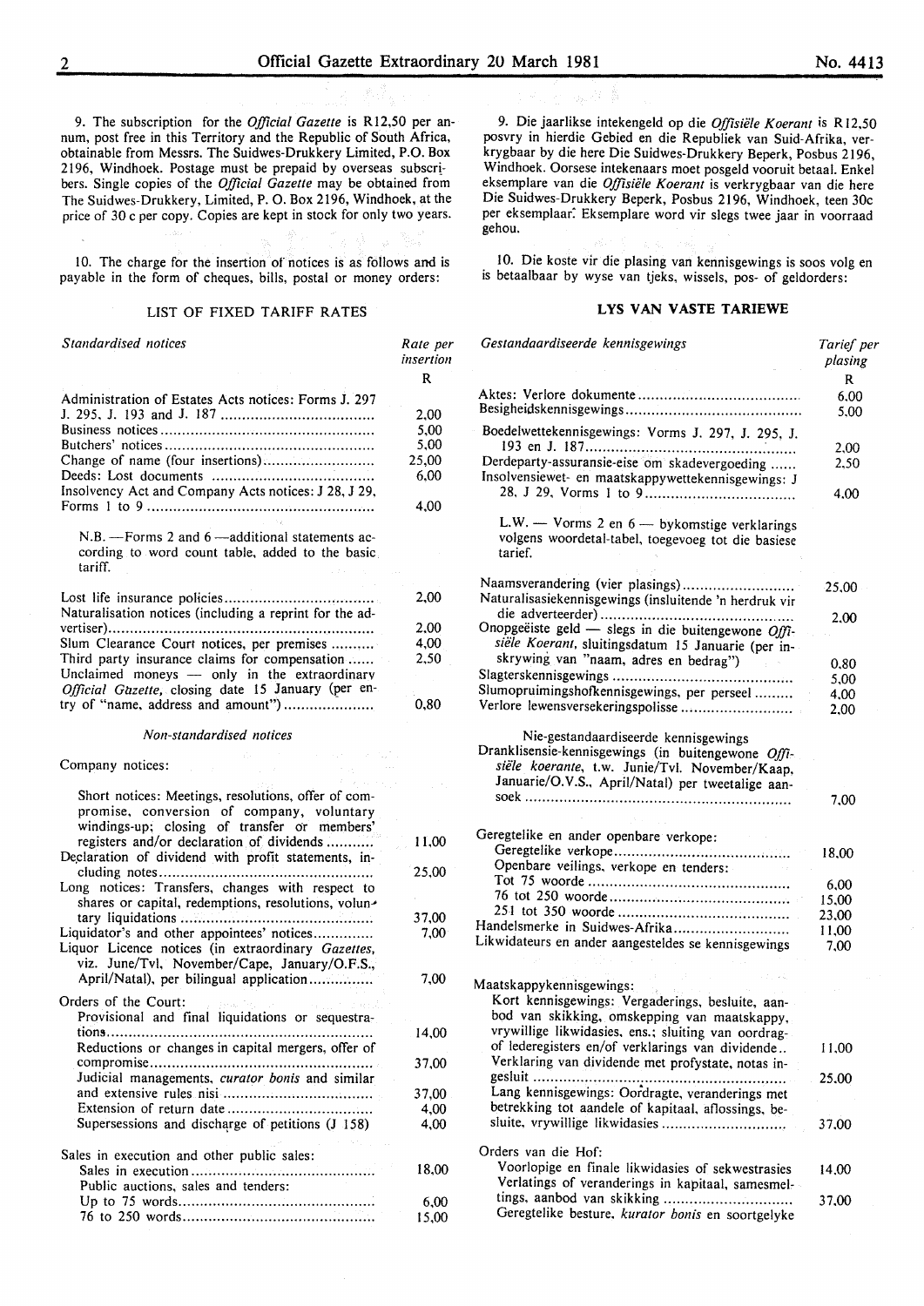9. The subscription for the *Official Gazette* is R12,50 per annum, post free in this Territory and the Republic of South Africa, obtainable from Messrs. The Suidwes-Drukkery Limited, P.O. Box 2196, Windhoek. Postage must be prepaid by overseas subscribers. Single copies of the *Official Gazette* may be obtained from The Suidwes-Drukkery, Limited, P. O. Box 2196, Windhoek, at the price of 30 c per copy. Copies are kept in stock for only two years.

10. The charge for the insertion of notices is as follows and is payable in the form of cheques, bills, postal or money orders:

LIST OF FIXED TARIFF RATES

| *Standardised notices* | Rate per insertion R |
|---|---|
| Administration of Estates Acts notices: Forms J. 297 J. 295, J. 193 and J. 187 | 2,00 |
| Business notices | 5,00 |
| Butchers' notices | 5,00 |
| Change of name (four insertions) | 25,00 |
| Deeds: Lost documents | 6,00 |
| Insolvency Act and Company Acts notices: J 28, J 29, Forms 1 to 9 | 4,00 |
| N.B. — Forms 2 and 6 — additional statements according to word count table, added to the basic tariff. | |
| Lost life insurance policies | 2,00 |
| Naturalisation notices (including a reprint for the advertiser) | 2,00 |
| Slum Clearance Court notices, per premises | 4,00 |
| Third party insurance claims for compensation | 2,50 |
| Unclaimed moneys — only in the extraordinary *Official Gazette*, closing date 15 January (per entry of "name, address and amount") | 0,80 |

*Non-standardised notices*

| Company notices: | |
|---|---|
| Short notices: Meetings, resolutions, offer of compromise, conversion of company, voluntary windings-up; closing of transfer or members' registers and/or declaration of dividends | 11,00 |
| Declaration of dividend with profit statements, including notes | 25,00 |
| Long notices: Transfers, changes with respect to shares or capital, redemptions, resolutions, voluntary liquidations | 37,00 |
| Liquidator's and other appointees' notices | 7,00 |
| Liquor Licence notices (in extraordinary *Gazettes*, viz. June/Tvl, November/Cape, January/O.F.S., April/Natal), per bilingual application | 7,00 |
| Orders of the Court: | |
| Provisional and final liquidations or sequestrations | 14,00 |
| Reductions or changes in capital mergers, offer of compromise | 37,00 |
| Judicial managements, *curator bonis* and similar and extensive rules nisi | 37,00 |
| Extension of return date | 4,00 |
| Supersessions and discharge of petitions (J 158) | 4,00 |
| Sales in execution and other public sales: | |
| Sales in execution | 18,00 |
| Public auctions, sales and tenders: | |
| Up to 75 words | 6,00 |
| 76 to 250 words | 15,00 |

9. Die jaarlikse intekengeld op die *Offisiële Koerant* is R12,50 posvry in hierdie Gebied en die Republiek van Suid-Afrika, verkrygbaar by die here Die Suidwes-Drukkery Beperk, Posbus 2196, Windhoek. Oorsese intekenaars moet posgeld vooruit betaal. Enkel eksemplare van die *Offisiële Koerant* is verkrygbaar van die here Die Suidwes-Drukkery Beperk, Posbus 2196, Windhoek, teen 30c per eksemplaar. Eksemplare word vir slegs twee jaar in voorraad gehou.

10. Die koste vir die plasing van kennisgewings is soos volg en is betaalbaar by wyse van tjeks, wissels, pos- of geldorders:

**LYS VAN VASTE TARIEWE**

| *Gestandaardiseerde kennisgewings* | Tarief per plasing R |
|---|---|
| Aktes: Verlore dokumente | 6,00 |
| Besigheidskennisgewings | 5,00 |
| Boedelwettekennisgewings: Vorms J. 297, J. 295, J. 193 en J. 187 | 2,00 |
| Derdeparty-assuransie-eise om skadevergoeding | 2,50 |
| Insolvensiewet- en maatskappywettekennisgewings: J 28, J 29, Vorms 1 to 9 | 4,00 |
| L.W. — Vorms 2 en 6 — bykomstige verklarings volgens woordetal-tabel, toegevoeg tot die basiese tarief. | |
| Naamsverandering (vier plasings) | 25,00 |
| Naturalisasiekennisgewings (insluitende 'n herdruk vir die adverteerder) | 2,00 |
| Onopgeëiste geld — slegs in die buitengewone *Offisiële Koerant*, sluitingsdatum 15 Januarie (per inskrywing van "naam, adres en bedrag") | 0,80 |
| Slagterskennisgewings | 5,00 |
| Slumopruimingshofkennisgewings, per perseel | 4,00 |
| Verlore lewensversekeringspolisse | 2,00 |

| Nie-gestandaardiseerde kennisgewings | |
|---|---|
| Dranklisensie-kennisgewings (in buitengewone *Offisiële koerante*, t.w. Junie/Tvl. November/Kaap, Januarie/O.V.S., April/Natal) per tweetalige aansoek | 7,00 |
| Geregtelike en ander openbare verkope: | |
| Geregtelike verkope | 18,00 |
| Openbare veilings, verkope en tenders: | |
| Tot 75 woorde | 6,00 |
| 76 tot 250 woorde | 15,00 |
| 251 tot 350 woorde | 23,00 |
| Handelsmerke in Suidwes-Afrika | 11,00 |
| Likwidateurs en ander aangesteldes se kennisgewings | 7,00 |
| Maatskappykennisgewings: | |
| Kort kennisgewings: Vergaderings, besluite, aanbod van skikking, omskepping van maatskappy, vrywillige likwidasies, ens.; sluiting van oordragof lederegisters en/of verklarings van dividende | 11,00 |
| Verklaring van dividende met profystate, notas ingesluit | 25,00 |
| Lang kennisgewings: Oordragte, veranderings met betrekking tot aandele of kapitaal, aflossings, besluite, vrywillige likwidasies | 37,00 |
| Orders van die Hof: | |
| Voorlopige en finale likwidasies of sekwestrasies | 14,00 |
| Verlatings of veranderings in kapitaal, samesmeltings, aanbod van skikking | 37,00 |
| Geregtelike besture, *kurator bonis* en soortgelyke | |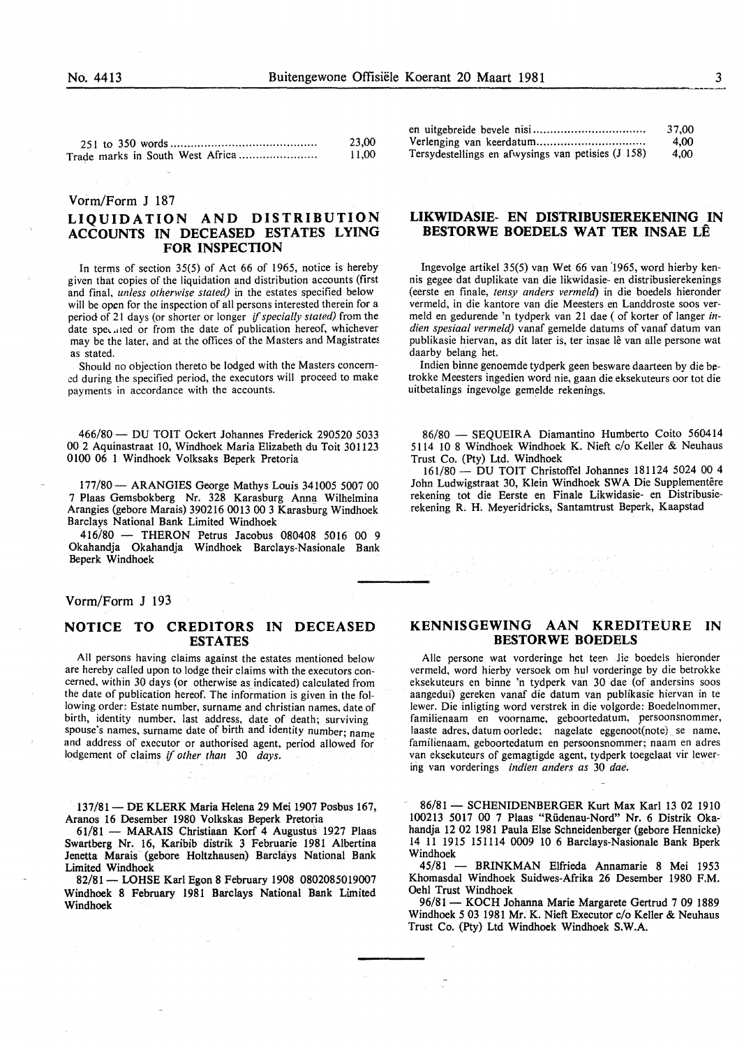| | |
|---|---|
| 251 to 350 words | 23,00 |
| Trade marks in South West Africa | 11,00 |

| | |
|---|---|
| en uitgebreide bevele nisi | 37,00 |
| Verlenging van keerdatum | 4,00 |
| Tersydestellings en afwysings van petisies (J 158) | 4,00 |

Vorm/Form J 187

## LIQUIDATION AND DISTRIBUTION ACCOUNTS IN DECEASED ESTATES LYING FOR INSPECTION

In terms of section 35(5) of Act 66 of 1965, notice is hereby given that copies of the liquidation and distribution accounts (first and final, *unless otherwise stated)* in the estates specified below will be open for the inspection of all persons interested therein for a period of 21 days (or shorter or longer *if specially stated)* from the date specified or from the date of publication hereof, whichever may be the later, and at the offices of the Masters and Magistrates as stated.

Should no objection thereto be lodged with the Masters concerned during the specified period, the executors will proceed to make payments in accordance with the accounts.

466/80 — DU TOIT Ockert Johannes Frederick 290520 5033 00 2 Aquinastraat 10, Windhoek Maria Elizabeth du Toit 301123 0100 06 1 Windhoek Volksaks Beperk Pretoria

177/80 — ARANGIES George Mathys Louis 341005 5007 00 7 Plaas Gemsbokberg Nr. 328 Karasburg Anna Wilhelmina Arangies (gebore Marais) 390216 0013 00 3 Karasburg Windhoek Barclays National Bank Limited Windhoek

416/80 — THERON Petrus Jacobus 080408 5016 00 9 Okahandja Okahandja Windhoek Barclays-Nasionale Bank Beperk Windhoek

## LIKWIDASIE- EN DISTRIBUSIEREKENING IN BESTORWE BOEDELS WAT TER INSAE LÊ

Ingevolge artikel 35(5) van Wet 66 van 1965, word hierby kennis gegee dat duplikate van die likwidasie- en distribusierekenings (eerste en finale, *tensy anders vermeld)* in die boedels hieronder vermeld, in die kantore van die Meesters en Landdroste soos vermeld en gedurende 'n tydperk van 21 dae ( of korter of langer *indien spesiaal vermeld)* vanaf gemelde datums of vanaf datum van publikasie hiervan, as dit later is, ter insae lê van alle persone wat daarby belang het.

Indien binne genoemde tydperk geen besware daarteen by die betrokke Meesters ingedien word nie, gaan die eksekuteurs oor tot die uitbetalings ingevolge gemelde rekenings.

86/80 — SEQUEIRA Diamantino Humberto Coito 560414 5114 10 8 Windhoek Windhoek K. Nieft c/o Keller & Neuhaus Trust Co. (Pty) Ltd. Windhoek

161/80 — DU TOIT Christoffel Johannes 181124 5024 00 4 John Ludwigstraat 30, Klein Windhoek SWA Die Supplementêre rekening tot die Eerste en Finale Likwidasie- en Distribusierekening R. H. Meyeridricks, Santamtrust Beperk, Kaapstad

Vorm/Form J 193

## NOTICE TO CREDITORS IN DECEASED ESTATES

All persons having claims against the estates mentioned below are hereby called upon to lodge their claims with the executors concerned, within 30 days (or otherwise as indicated) calculated from the date of publication hereof. The information is given in the following order: Estate number, surname and christian names, date of birth, identity number, last address, date of death; surviving spouse's names, surname date of birth and identity number; name and address of executor or authorised agent, period allowed for lodgement of claims *if other than 30 days.*

137/81 — DE KLERK Maria Helena 29 Mei 1907 Posbus 167, Aranos 16 Desember 1980 Volkskas Beperk Pretoria

61/81 — MARAIS Christiaan Korf 4 Augustus 1927 Plaas Swartberg Nr. 16, Karibib distrik 3 Februarie 1981 Albertina Jenetta Marais (gebore Holtzhausen) Barclays National Bank Limited Windhoek

82/81 — LOHSE Karl Egon 8 February 1908 0802085019007 Windhoek 8 February 1981 Barclays National Bank Limited Windhoek

## KENNISGEWING AAN KREDITEURE IN BESTORWE BOEDELS

Alle persone wat vorderinge het teen die boedels hieronder vermeld, word hierby versoek om hul vorderinge by die betrokke eksekuteurs en binne 'n tydperk van 30 dae (of andersins soos aangedui) gereken vanaf die datum van publikasie hiervan in te lewer. Die inligting word verstrek in die volgorde: Boedelnommer, familienaam en voorname, geboortedatum, persoonsnommer, laaste adres, datum oorlede; nagelate eggenoot(note) se name, familienaam, geboortedatum en persoonsnommer; naam en adres van eksekuteurs of gemagtigde agent, tydperk toegelaat vir lewering van vorderings *indien anders as 30 dae.*

86/81 — SCHENIDENBERGER Kurt Max Karl 13 02 1910 100213 5017 00 7 Plaas "Rüdenau-Nord" Nr. 6 Distrik Okahandja 12 02 1981 Paula Else Schneidenberger (gebore Hennicke) 14 11 1915 151114 0009 10 6 Barclays-Nasionale Bank Bperk Windhoek

45/81 — BRINKMAN Elfrieda Annamarie 8 Mei 1953 Khomasdal Windhoek Suidwes-Afrika 26 Desember 1980 F.M. Oehl Trust Windhoek

96/81 — KOCH Johanna Marie Margarete Gertrud 7 09 1889 Windhoek 5 03 1981 Mr. K. Nieft Executor c/o Keller & Neuhaus Trust Co. (Pty) Ltd Windhoek Windhoek S.W.A.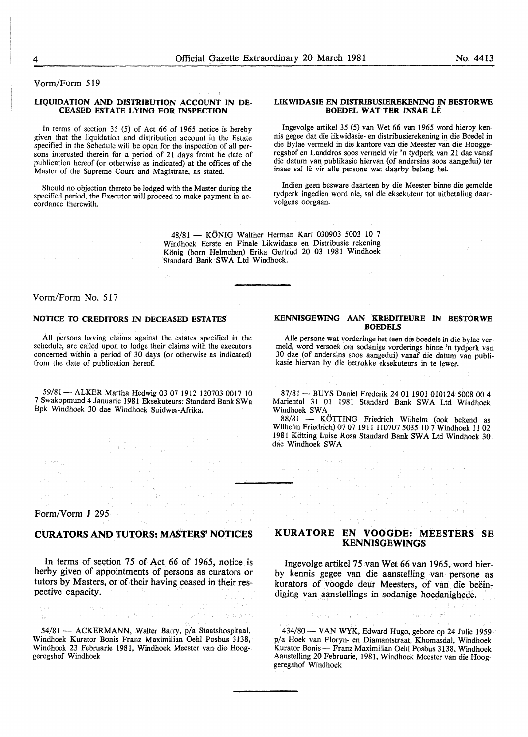Vorm/Form 519

### LIQUIDATION AND DISTRIBUTION ACCOUNT IN DECEASED ESTATE LYING FOR INSPECTION

In terms of section 35 (5) of Act 66 of 1965 notice is hereby given that the liquidation and distribution account in the Estate specified in the Schedule will be open for the inspection of all persons interested therein for a period of 21 days fromt he date of publication hereof (or otherwise as indicated) at the offices of the Master of the Supreme Court and Magistrate, as stated.

Should no objection thereto be lodged with the Master during the specified period, the Executor will proceed to make payment in accordance therewith.

### LIKWIDASIE EN DISTRIBUSIEREKENING IN BESTORWE BOEDEL WAT TER INSAE LÊ

Ingevolge artikel 35 (5) van Wet 66 van 1965 word hierby kennis gegee dat die likwidasie- en distribusierekening in die Boedel in die Bylae vermeld in die kantore van die Meester van die Hooggeregshof en Landdros soos vermeld vir 'n tydperk van 21 dae vanaf die datum van publikasie hiervan (of andersins soos aangedui) ter insae sal lê vir alle persone wat daarby belang het.

Indien geen besware daarteen by die Meester binne die gemelde tydperk ingedien word nie, sal die eksekuteur tot uitbetaling daarvolgens oorgaan.

48/81 — KÖNIG Walther Herman Karl 030903 5003 10 7 Windhoek Eerste en Finale Likwidasie en Distribusie rekening König (born Helmchen) Erika Gertrud 20 03 1981 Windhoek Standard Bank SWA Ltd Windhoek.

---

Vorm/Form No. 517

### NOTICE TO CREDITORS IN DECEASED ESTATES

All persons having claims against the estates specified in the schedule, are called upon to lodge their claims with the executors concerned within a period of 30 days (or otherwise as indicated) from the date of publication hereof.

59/81 — ALKER Martha Hedwig 03 07 1912 120703 0017 10 7 Swakopmund 4 Januarie 1981 Eksekuteurs: Standard Bank SWa Bpk Windhoek 30 dae Windhoek Suidwes-Afrika.

### KENNISGEWING AAN KREDITEURE IN BESTORWE BOEDELS

Alle persone wat vorderinge het teen die boedels in die bylae vermeld, word versoek om sodanige vorderings binne 'n tydperk van 30 dae (of andersins soos aangedui) vanaf die datum van publikasie hiervan by die betrokke eksekuteurs in te lewer.

87/81 — BUYS Daniel Frederik 24 01 1901 010124 5008 00 4 Mariental 31 01 1981 Standard Bank SWA Ltd Windhoek Windhoek SWA

88/81 — KÖTTING Friedrich Wilhelm (ook bekend as Wilhelm Friedrich) 07 07 1911 110707 5035 10 7 Windhoek 11 02 1981 Kötting Luise Rosa Standard Bank SWA Ltd Windhoek 30 dae Windhoek SWA

---

Form/Vorm J 295

## CURATORS AND TUTORS: MASTERS' NOTICES

In terms of section 75 of Act 66 of 1965, notice is herby given of appointments of persons as curators or tutors by Masters, or of their having ceased in their respective capacity.

54/81 — ACKERMANN, Walter Barry, p/a Staatshospitaal, Windhoek Kurator Bonis Franz Maximilian Oehl Posbus 3138, Windhoek 23 Februarie 1981, Windhoek Meester van die Hooggeregshof Windhoek

## KURATORE EN VOOGDE: MEESTERS SE KENNISGEWINGS

Ingevolge artikel 75 van Wet 66 van 1965, word hierby kennis gegee van die aanstelling van persone as kurators of voogde deur Meesters, of van die beëindiging van aanstellings in sodanige hoedanighede.

434/80 — VAN WYK, Edward Hugo, gebore op 24 Julie 1959 p/a Hoek van Floryn- en Diamantstraat, Khomasdal, Windhoek Kurator Bonis — Franz Maximilian Oehl Posbus 3138, Windhoek Aanstelling 20 Februarie, 1981, Windhoek Meester van die Hooggeregshof Windhoek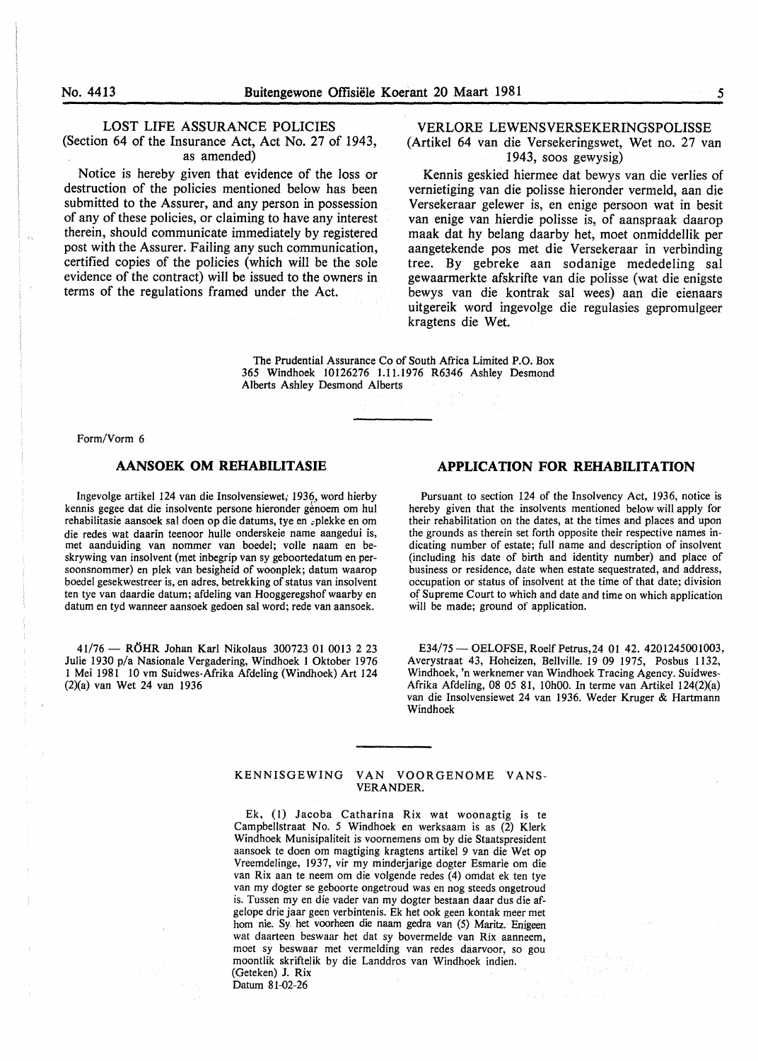## LOST LIFE ASSURANCE POLICIES

(Section 64 of the Insurance Act, Act No. 27 of 1943, as amended)

Notice is hereby given that evidence of the loss or destruction of the policies mentioned below has been submitted to the Assurer, and any person in possession of any of these policies, or claiming to have any interest therein, should communicate immediately by registered post with the Assurer. Failing any such communication, certified copies of the policies (which will be the sole evidence of the contract) will be issued to the owners in terms of the regulations framed under the Act.

## VERLORE LEWENSVERSEKERINGSPOLISSE

(Artikel 64 van die Versekeringswet, Wet no. 27 van 1943, soos gewysig)

Kennis geskied hiermee dat bewys van die verlies of vernietiging van die polisse hieronder vermeld, aan die Versekeraar gelewer is, en enige persoon wat in besit van enige van hierdie polisse is, of aanspraak daarop maak dat hy belang daarby het, moet onmiddellik per aangetekende pos met die Versekeraar in verbinding tree. By gebreke aan sodanige mededeling sal gewaarmerkte afskrifte van die polisse (wat die enigste bewys van die kontrak sal wees) aan die eienaars uitgereik word ingevolge die regulasies gepromulgeer kragtens die Wet.

The Prudential Assurance Co of South Africa Limited P.O. Box 365 Windhoek 10126276 1.11.1976 R6346 Ashley Desmond Alberts Ashley Desmond Alberts

---

Form/Vorm 6

## AANSOEK OM REHABILITASIE

Ingevolge artikel 124 van die Insolvensiewet, 1936, word hierby kennis gegee dat die insolvente persone hieronder genoem om hul rehabilitasie aansoek sal doen op die datums, tye en plekke en om die redes wat daarin teenoor hulle onderskeie name aangedui is, met aanduiding van nommer van boedel; volle naam en beskrywing van insolvent (met inbegrip van sy geboortedatum en persoonsnommer) en plek van besigheid of woonplek; datum waarop boedel gesekwestreer is, en adres, betrekking of status van insolvent ten tye van daardie datum; afdeling van Hooggeregshof waarby en datum en tyd wanneer aansoek gedoen sal word; rede van aansoek.

41/76 — RÖHR Johan Karl Nikolaus 300723 01 0013 2 23 Julie 1930 p/a Nasionale Vergadering, Windhoek 1 Oktober 1976 1 Mei 1981 10 vm Suidwes-Afrika Afdeling (Windhoek) Art 124 (2)(a) van Wet 24 van 1936

## APPLICATION FOR REHABILITATION

Pursuant to section 124 of the Insolvency Act, 1936, notice is hereby given that the insolvents mentioned below will apply for their rehabilitation on the dates, at the times and places and upon the grounds as therein set forth opposite their respective names indicating number of estate; full name and description of insolvent (including his date of birth and identity number) and place of business or residence, date when estate sequestrated, and address, occupation or status of insolvent at the time of that date; division of Supreme Court to which and date and time on which application will be made; ground of application.

E34/75 — OELOFSE, Roelf Petrus, 24 01 42. 4201245001003, Averystraat 43, Hoheizen, Bellville. 19 09 1975, Posbus 1132, Windhoek, 'n werknemer van Windhoek Tracing Agency. Suidwes-Afrika Afdeling, 08 05 81, 10h00. In terme van Artikel 124(2)(a) van die Insolvensiewet 24 van 1936. Weder Kruger & Hartmann Windhoek

---

## KENNISGEWING VAN VOORGENOME VANSVERANDER.

Ek, (1) Jacoba Catharina Rix wat woonagtig is te Campbellstraat No. 5 Windhoek en werksaam is as (2) Klerk Windhoek Munisipaliteit is voornemens om by die Staatspresident aansoek te doen om magtiging kragtens artikel 9 van die Wet op Vreemdelinge, 1937, vir my minderjarige dogter Esmarie om die van Rix aan te neem om die volgende redes (4) omdat ek ten tye van my dogter se geboorte ongetroud was en nog steeds ongetroud is. Tussen my en die vader van my dogter bestaan daar dus die afgelope drie jaar geen verbintenis. Ek het ook geen kontak meer met hom nie. Sy het voorheen die naam gedra van (5) Maritz. Enigeen wat daarteen beswaar het dat sy bovermelde van Rix aanneem, moet sy beswaar met vermelding van redes daarvoor, so gou moontlik skriftelik by die Landdros van Windhoek indien.

(Geteken) J. Rix

Datum 81-02-26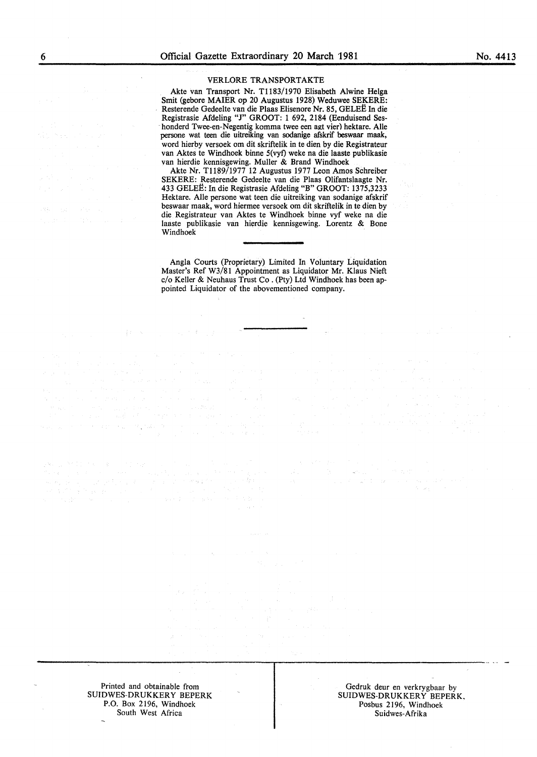## VERLORE TRANSPORTAKTE

Akte van Transport Nr. T1183/1970 Elisabeth Alwine Helga Smit (gebore MAIER op 20 Augustus 1928) Weduwee SEKERE: Resterende Gedeelte van die Plaas Elisenore Nr. 85, GELEË In die Registrasie Afdeling "J" GROOT: 1 692, 2184 (Eenduisend Seshonderd Twee-en-Negentig komma twee een agt vier) hektare. Alle persone wat teen die uitreiking van sodanige afskrif beswaar maak, word hierby versoek om dit skriftelik in te dien by die Registrateur van Aktes te Windhoek binne 5(vyf) weke na die laaste publikasie van hierdie kennisgewing. Muller & Brand Windhoek

Akte Nr. T1189/1977 12 Augustus 1977 Leon Amos Schreiber SEKERE: Resterende Gedeelte van die Plaas Olifantslaagte Nr. 433 GELEË: In die Registrasie Afdeling "B" GROOT: 1375,3233 Hektare. Alle persone wat teen die uitreiking van sodanige afskrif beswaar maak, word hiermee versoek om dit skriftelik in te dien by die Registrateur van Aktes te Windhoek binne vyf weke na die laaste publikasie van hierdie kennisgewing. Lorentz & Bone Windhoek

---

Angla Courts (Proprietary) Limited In Voluntary Liquidation Master's Ref W3/81 Appointment as Liquidator Mr. Klaus Nieft c/o Keller & Neuhaus Trust Co . (Pty) Ltd Windhoek has been appointed Liquidator of the abovementioned company.

---

Printed and obtainable from
SUIDWES-DRUKKERY BEPERK
P.O. Box 2196, Windhoek
South West Africa

Gedruk deur en verkrygbaar by
SUIDWES-DRUKKERY BEPERK.
Posbus 2196, Windhoek
Suidwes-Afrika